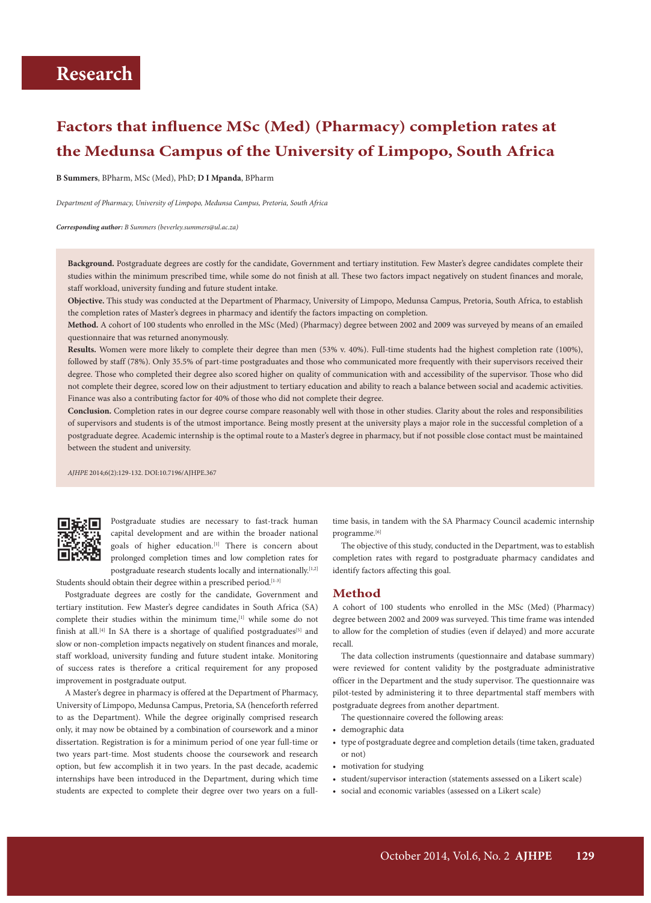Research

# Factors that influence MSc (Med) (Pharmacy) completion rates at the Medunsa Campus of the University of Limpopo, South Africa

**B Summers**, BPharm, MSc (Med), PhD; **D I Mpanda**, BPharm

*Department of Pharmacy, University of Limpopo, Medunsa Campus, Pretoria, South Africa*

***Corresponding author:** B Summers (beverley.summers@ul.ac.za)*

**Background.** Postgraduate degrees are costly for the candidate, Government and tertiary institution. Few Master's degree candidates complete their studies within the minimum prescribed time, while some do not finish at all. These two factors impact negatively on student finances and morale, staff workload, university funding and future student intake.

**Objective.** This study was conducted at the Department of Pharmacy, University of Limpopo, Medunsa Campus, Pretoria, South Africa, to establish the completion rates of Master's degrees in pharmacy and identify the factors impacting on completion.

**Method.** A cohort of 100 students who enrolled in the MSc (Med) (Pharmacy) degree between 2002 and 2009 was surveyed by means of an emailed questionnaire that was returned anonymously.

**Results.** Women were more likely to complete their degree than men (53% v. 40%). Full-time students had the highest completion rate (100%), followed by staff (78%). Only 35.5% of part-time postgraduates and those who communicated more frequently with their supervisors received their degree. Those who completed their degree also scored higher on quality of communication with and accessibility of the supervisor. Those who did not complete their degree, scored low on their adjustment to tertiary education and ability to reach a balance between social and academic activities. Finance was also a contributing factor for 40% of those who did not complete their degree.

**Conclusion.** Completion rates in our degree course compare reasonably well with those in other studies. Clarity about the roles and responsibilities of supervisors and students is of the utmost importance. Being mostly present at the university plays a major role in the successful completion of a postgraduate degree. Academic internship is the optimal route to a Master's degree in pharmacy, but if not possible close contact must be maintained between the student and university.

*AJHPE* 2014;6(2):129-132. DOI:10.7196/AJHPE.367

Postgraduate studies are necessary to fast-track human capital development and are within the broader national goals of higher education.[1] There is concern about prolonged completion times and low completion rates for postgraduate research students locally and internationally.[1,2] Students should obtain their degree within a prescribed period.[1-3]

Postgraduate degrees are costly for the candidate, Government and tertiary institution. Few Master's degree candidates in South Africa (SA) complete their studies within the minimum time,[1] while some do not finish at all.[4] In SA there is a shortage of qualified postgraduates[5] and slow or non-completion impacts negatively on student finances and morale, staff workload, university funding and future student intake. Monitoring of success rates is therefore a critical requirement for any proposed improvement in postgraduate output.

A Master's degree in pharmacy is offered at the Department of Pharmacy, University of Limpopo, Medunsa Campus, Pretoria, SA (henceforth referred to as the Department). While the degree originally comprised research only, it may now be obtained by a combination of coursework and a minor dissertation. Registration is for a minimum period of one year full-time or two years part-time. Most students choose the coursework and research option, but few accomplish it in two years. In the past decade, academic internships have been introduced in the Department, during which time students are expected to complete their degree over two years on a full-time basis, in tandem with the SA Pharmacy Council academic internship programme.[6]

The objective of this study, conducted in the Department, was to establish completion rates with regard to postgraduate pharmacy candidates and identify factors affecting this goal.

## Method

A cohort of 100 students who enrolled in the MSc (Med) (Pharmacy) degree between 2002 and 2009 was surveyed. This time frame was intended to allow for the completion of studies (even if delayed) and more accurate recall.

The data collection instruments (questionnaire and database summary) were reviewed for content validity by the postgraduate administrative officer in the Department and the study supervisor. The questionnaire was pilot-tested by administering it to three departmental staff members with postgraduate degrees from another department.

The questionnaire covered the following areas:

- demographic data
- type of postgraduate degree and completion details (time taken, graduated or not)
- motivation for studying
- student/supervisor interaction (statements assessed on a Likert scale)
- social and economic variables (assessed on a Likert scale)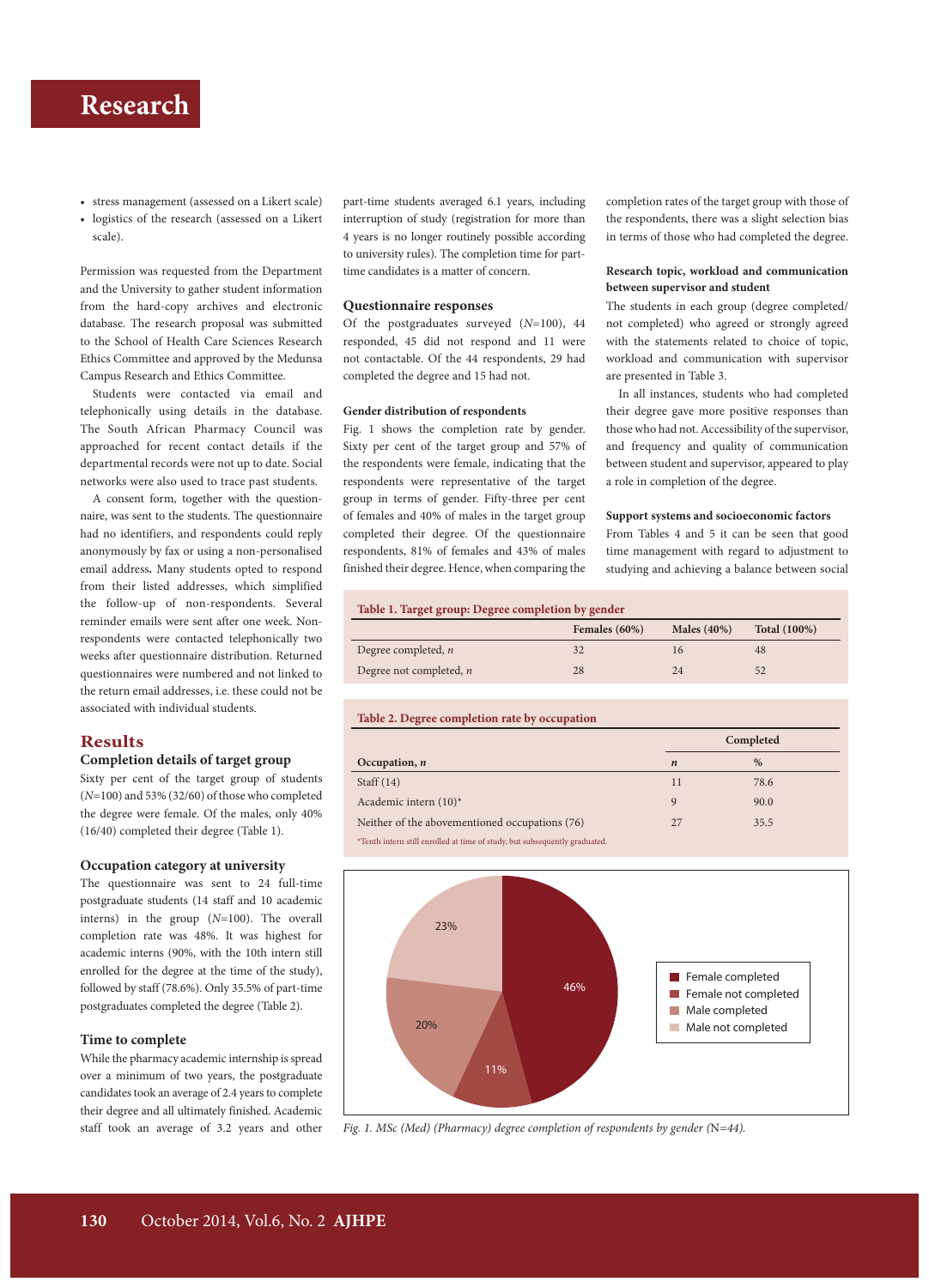- stress management (assessed on a Likert scale)
- logistics of the research (assessed on a Likert scale).

Permission was requested from the Department and the University to gather student information from the hard-copy archives and electronic database. The research proposal was submitted to the School of Health Care Sciences Research Ethics Committee and approved by the Medunsa Campus Research and Ethics Committee.

Students were contacted via email and telephonically using details in the database. The South African Pharmacy Council was approached for recent contact details if the departmental records were not up to date. Social networks were also used to trace past students.

A consent form, together with the questionnaire, was sent to the students. The questionnaire had no identifiers, and respondents could reply anonymously by fax or using a non-personalised email address**.** Many students opted to respond from their listed addresses, which simplified the follow-up of non-respondents. Several reminder emails were sent after one week. Non-respondents were contacted telephonically two weeks after questionnaire distribution. Returned questionnaires were numbered and not linked to the return email addresses, i.e. these could not be associated with individual students.

## Results

### Completion details of target group

Sixty per cent of the target group of students (*N*=100) and 53% (32/60) of those who completed the degree were female. Of the males, only 40% (16/40) completed their degree (Table 1).

### Occupation category at university

The questionnaire was sent to 24 full-time postgraduate students (14 staff and 10 academic interns) in the group (*N*=100). The overall completion rate was 48%. It was highest for academic interns (90%, with the 10th intern still enrolled for the degree at the time of the study), followed by staff (78.6%). Only 35.5% of part-time postgraduates completed the degree (Table 2).

### Time to complete

While the pharmacy academic internship is spread over a minimum of two years, the postgraduate candidates took an average of 2.4 years to complete their degree and all ultimately finished. Academic staff took an average of 3.2 years and other part-time students averaged 6.1 years, including interruption of study (registration for more than 4 years is no longer routinely possible according to university rules). The completion time for part-time candidates is a matter of concern.

### Questionnaire responses

Of the postgraduates surveyed (*N*=100), 44 responded, 45 did not respond and 11 were not contactable. Of the 44 respondents, 29 had completed the degree and 15 had not.

#### Gender distribution of respondents

Fig. 1 shows the completion rate by gender. Sixty per cent of the target group and 57% of the respondents were female, indicating that the respondents were representative of the target group in terms of gender. Fifty-three per cent of females and 40% of males in the target group completed their degree. Of the questionnaire respondents, 81% of females and 43% of males finished their degree. Hence, when comparing the completion rates of the target group with those of the respondents, there was a slight selection bias in terms of those who had completed the degree.

#### Research topic, workload and communication between supervisor and student

The students in each group (degree completed/not completed) who agreed or strongly agreed with the statements related to choice of topic, workload and communication with supervisor are presented in Table 3.

In all instances, students who had completed their degree gave more positive responses than those who had not. Accessibility of the supervisor, and frequency and quality of communication between student and supervisor, appeared to play a role in completion of the degree.

#### Support systems and socioeconomic factors

From Tables 4 and 5 it can be seen that good time management with regard to adjustment to studying and achieving a balance between social

**Table 1. Target group: Degree completion by gender**

| | Females (60%) | Males (40%) | Total (100%) |
|---|---|---|---|
| Degree completed, *n* | 32 | 16 | 48 |
| Degree not completed, *n* | 28 | 24 | 52 |

**Table 2. Degree completion rate by occupation**

| | Completed | |
|---|---|---|
| **Occupation, *n*** | ***n*** | **%** |
| Staff (14) | 11 | 78.6 |
| Academic intern (10)* | 9 | 90.0 |
| Neither of the abovementioned occupations (76) | 27 | 35.5 |

*Tenth intern still enrolled at time of study, but subsequently graduated.

| Category | % |
|---|---|
| Female completed | 46% |
| Female not completed | 11% |
| Male completed | 20% |
| Male not completed | 23% |

*Fig. 1. MSc (Med) (Pharmacy) degree completion of respondents by gender (*N*=44).*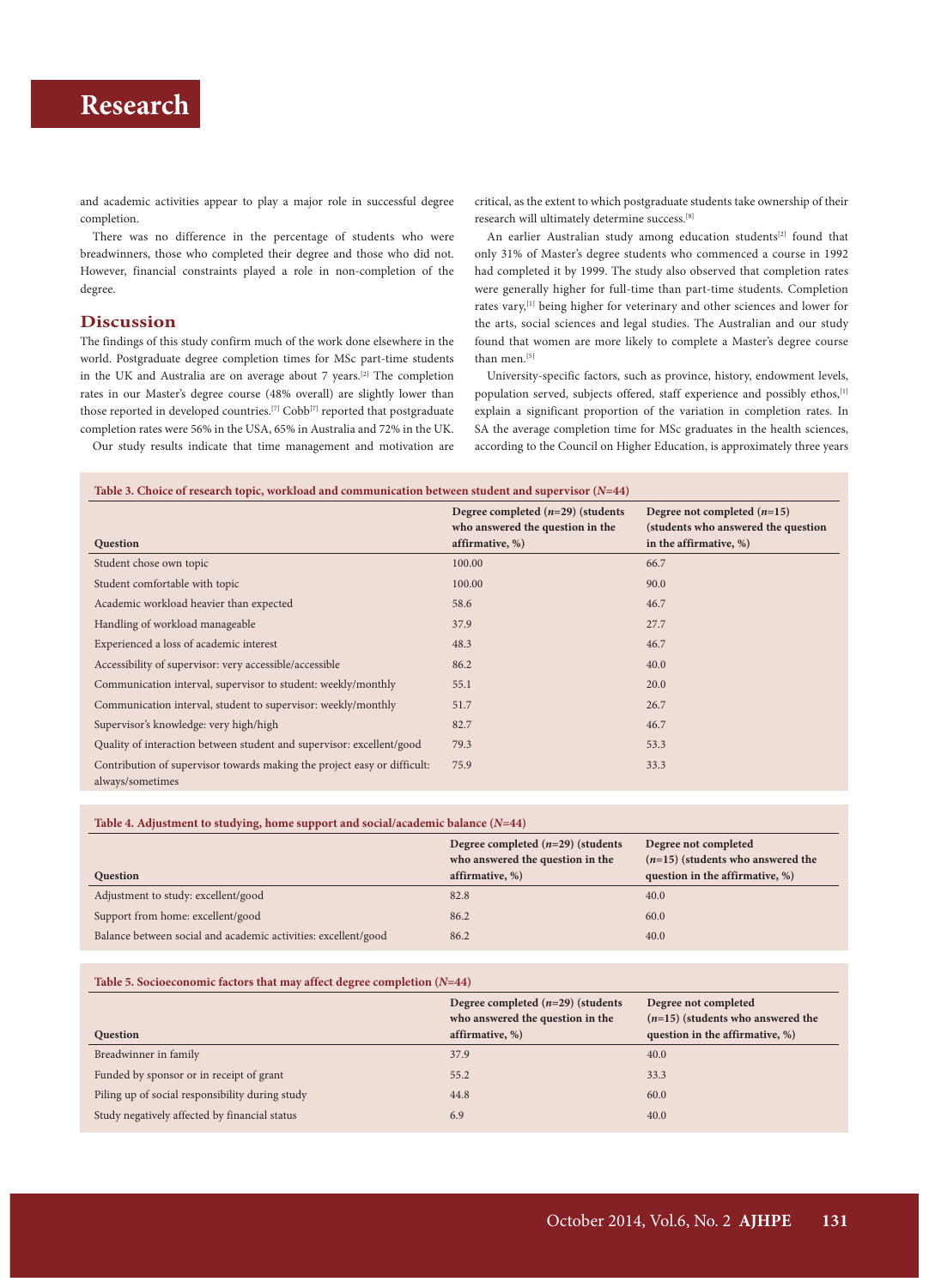and academic activities appear to play a major role in successful degree completion.

There was no difference in the percentage of students who were breadwinners, those who completed their degree and those who did not. However, financial constraints played a role in non-completion of the degree.

## Discussion

The findings of this study confirm much of the work done elsewhere in the world. Postgraduate degree completion times for MSc part-time students in the UK and Australia are on average about 7 years.[2] The completion rates in our Master's degree course (48% overall) are slightly lower than those reported in developed countries.[7] Cobb[7] reported that postgraduate completion rates were 56% in the USA, 65% in Australia and 72% in the UK.

Our study results indicate that time management and motivation are critical, as the extent to which postgraduate students take ownership of their research will ultimately determine success.[8]

An earlier Australian study among education students[2] found that only 31% of Master's degree students who commenced a course in 1992 had completed it by 1999. The study also observed that completion rates were generally higher for full-time than part-time students. Completion rates vary,[1] being higher for veterinary and other sciences and lower for the arts, social sciences and legal studies. The Australian and our study found that women are more likely to complete a Master's degree course than men.[5]

University-specific factors, such as province, history, endowment levels, population served, subjects offered, staff experience and possibly ethos,[1] explain a significant proportion of the variation in completion rates. In SA the average completion time for MSc graduates in the health sciences, according to the Council on Higher Education, is approximately three years

**Table 3. Choice of research topic, workload and communication between student and supervisor (*N*=44)**

| Question | Degree completed (*n*=29) (students who answered the question in the affirmative, %) | Degree not completed (*n*=15) (students who answered the question in the affirmative, %) |
|---|---|---|
| Student chose own topic | 100.00 | 66.7 |
| Student comfortable with topic | 100.00 | 90.0 |
| Academic workload heavier than expected | 58.6 | 46.7 |
| Handling of workload manageable | 37.9 | 27.7 |
| Experienced a loss of academic interest | 48.3 | 46.7 |
| Accessibility of supervisor: very accessible/accessible | 86.2 | 40.0 |
| Communication interval, supervisor to student: weekly/monthly | 55.1 | 20.0 |
| Communication interval, student to supervisor: weekly/monthly | 51.7 | 26.7 |
| Supervisor's knowledge: very high/high | 82.7 | 46.7 |
| Quality of interaction between student and supervisor: excellent/good | 79.3 | 53.3 |
| Contribution of supervisor towards making the project easy or difficult: always/sometimes | 75.9 | 33.3 |

**Table 4. Adjustment to studying, home support and social/academic balance (*N*=44)**

| Question | Degree completed (*n*=29) (students who answered the question in the affirmative, %) | Degree not completed (*n*=15) (students who answered the question in the affirmative, %) |
|---|---|---|
| Adjustment to study: excellent/good | 82.8 | 40.0 |
| Support from home: excellent/good | 86.2 | 60.0 |
| Balance between social and academic activities: excellent/good | 86.2 | 40.0 |

**Table 5. Socioeconomic factors that may affect degree completion (*N*=44)**

| Question | Degree completed (*n*=29) (students who answered the question in the affirmative, %) | Degree not completed (*n*=15) (students who answered the question in the affirmative, %) |
|---|---|---|
| Breadwinner in family | 37.9 | 40.0 |
| Funded by sponsor or in receipt of grant | 55.2 | 33.3 |
| Piling up of social responsibility during study | 44.8 | 60.0 |
| Study negatively affected by financial status | 6.9 | 40.0 |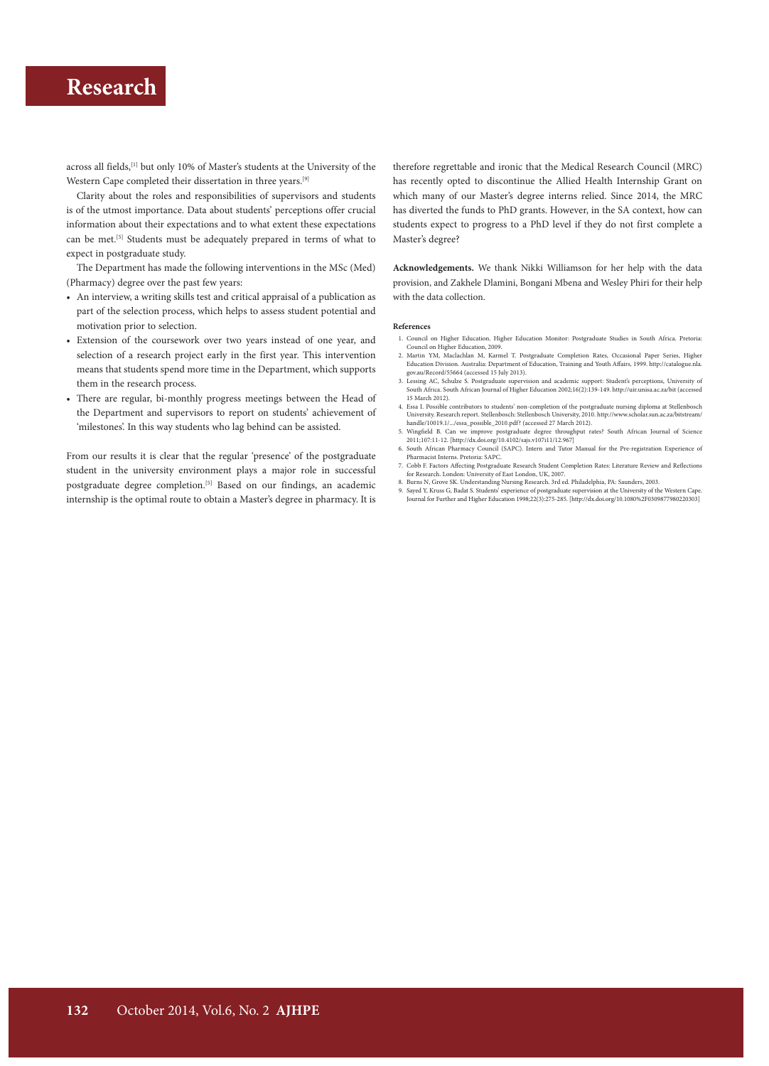across all fields,[1] but only 10% of Master's students at the University of the Western Cape completed their dissertation in three years.[9]

Clarity about the roles and responsibilities of supervisors and students is of the utmost importance. Data about students' perceptions offer crucial information about their expectations and to what extent these expectations can be met.[5] Students must be adequately prepared in terms of what to expect in postgraduate study.

The Department has made the following interventions in the MSc (Med) (Pharmacy) degree over the past few years:

- An interview, a writing skills test and critical appraisal of a publication as part of the selection process, which helps to assess student potential and motivation prior to selection.
- Extension of the coursework over two years instead of one year, and selection of a research project early in the first year. This intervention means that students spend more time in the Department, which supports them in the research process.
- There are regular, bi-monthly progress meetings between the Head of the Department and supervisors to report on students' achievement of 'milestones'. In this way students who lag behind can be assisted.

From our results it is clear that the regular 'presence' of the postgraduate student in the university environment plays a major role in successful postgraduate degree completion.[5] Based on our findings, an academic internship is the optimal route to obtain a Master's degree in pharmacy. It is therefore regrettable and ironic that the Medical Research Council (MRC) has recently opted to discontinue the Allied Health Internship Grant on which many of our Master's degree interns relied. Since 2014, the MRC has diverted the funds to PhD grants. However, in the SA context, how can students expect to progress to a PhD level if they do not first complete a Master's degree?

**Acknowledgements.** We thank Nikki Williamson for her help with the data provision, and Zakhele Dlamini, Bongani Mbena and Wesley Phiri for their help with the data collection.

#### References

1. Council on Higher Education. Higher Education Monitor: Postgraduate Studies in South Africa. Pretoria: Council on Higher Education, 2009.
2. Martin YM, Maclachlan M, Karmel T. Postgraduate Completion Rates, Occasional Paper Series, Higher Education Division. Australia: Department of Education, Training and Youth Affairs, 1999. http://catalogue.nla.gov.au/Record/55664 (accessed 15 July 2013).
3. Lessing AC, Schulze S. Postgraduate supervision and academic support: Student's perceptions, University of South Africa. South African Journal of Higher Education 2002;16(2):139-149. http://uir.unisa.ac.za/bit (accessed 15 March 2012).
4. Essa I. Possible contributors to students' non-completion of the postgraduate nursing diploma at Stellenbosch University. Research report. Stellenbosch: Stellenbosch University, 2010. http://www.scholar.sun.ac.za/bitstream/handle/10019.1/.../essa_possible_2010.pdf? (accessed 27 March 2012).
5. Wingfield B. Can we improve postgraduate degree throughput rates? South African Journal of Science 2011;107:11-12. [http://dx.doi.org/10.4102/sajs.v107i11/12.967]
6. South African Pharmacy Council (SAPC). Intern and Tutor Manual for the Pre-registration Experience of Pharmacist Interns. Pretoria: SAPC.
7. Cobb F. Factors Affecting Postgraduate Research Student Completion Rates: Literature Review and Reflections for Research. London: University of East London, UK, 2007.
8. Burns N, Grove SK. Understanding Nursing Research. 3rd ed. Philadelphia, PA: Saunders, 2003.
9. Sayed Y, Kruss G, Badat S. Students' experience of postgraduate supervision at the University of the Western Cape. Journal for Further and Higher Education 1998;22(3):275-285. [http://dx.doi.org/10.1080%2F0309877980220303]